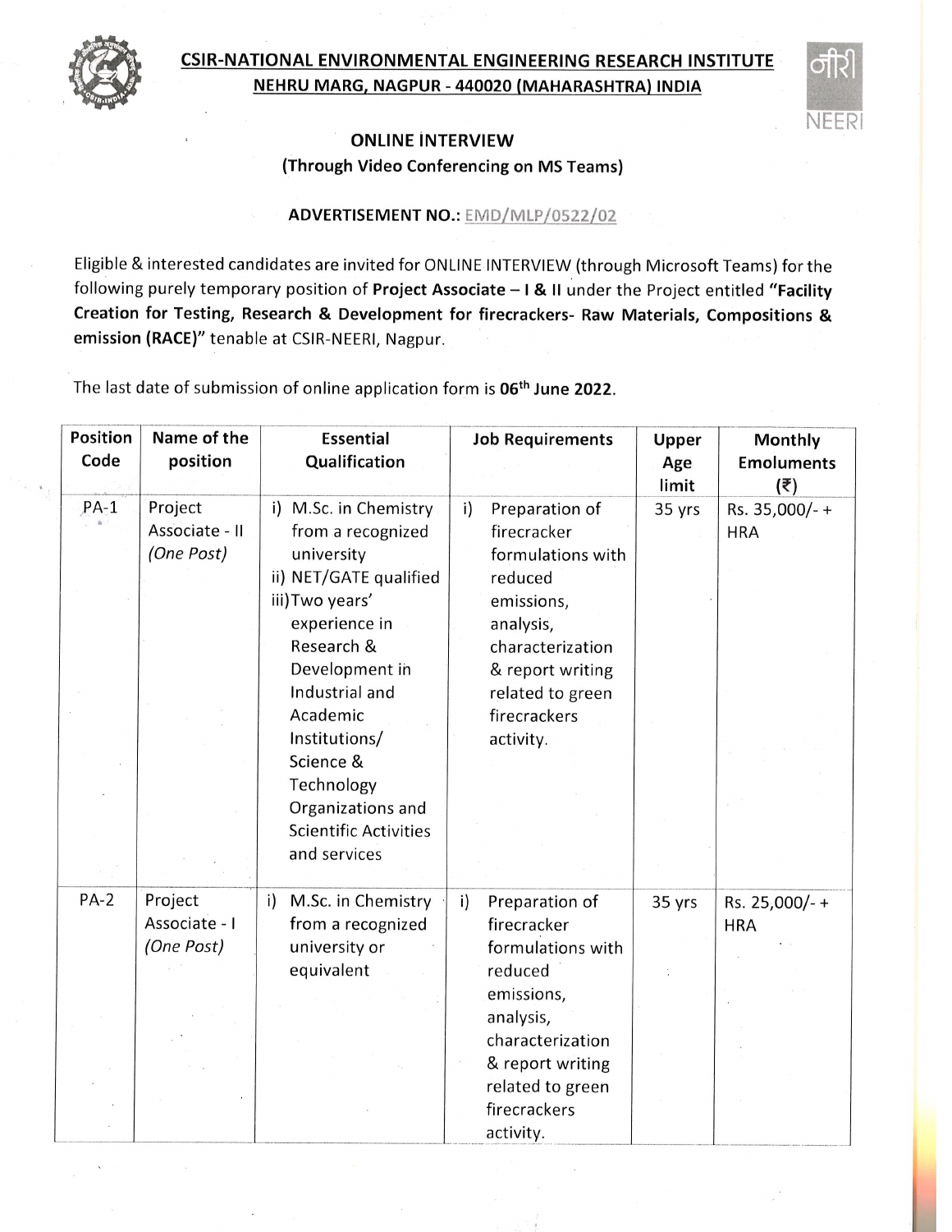# CSIR-NATIONAL ENVIRONMENTAL ENGINEERING RESEARCH INSTITUTE

## NEHRU MARG, NAGPUR - 440020 (MAHARASHTRA) INDIA

### ONLINE INTERVIEW

**(Through Video Conferencing on MS Teams)**

**ADVERTISEMENT NO.:** EMD/MLP/0522/02

Eligible & interested candidates are invited for ONLINE INTERVIEW (through Microsoft Teams) for the following purely temporary position of **Project Associate – I & II** under the Project entitled **"Facility Creation for Testing, Research & Development for firecrackers- Raw Materials, Compositions & emission (RACE)"** tenable at CSIR-NEERI, Nagpur.

The last date of submission of online application form is **06th June 2022**.

| Position Code | Name of the position | Essential Qualification | Job Requirements | Upper Age limit | Monthly Emoluments (₹) |
|---|---|---|---|---|---|
| PA-1 | Project Associate - II *(One Post)* | i) M.Sc. in Chemistry from a recognized university<br>ii) NET/GATE qualified<br>iii) Two years' experience in Research & Development in Industrial and Academic Institutions/ Science & Technology Organizations and Scientific Activities and services | i) Preparation of firecracker formulations with reduced emissions, analysis, characterization & report writing related to green firecrackers activity. | 35 yrs | Rs. 35,000/- + HRA |
| PA-2 | Project Associate - I *(One Post)* | i) M.Sc. in Chemistry from a recognized university or equivalent | i) Preparation of firecracker formulations with reduced emissions, analysis, characterization & report writing related to green firecrackers activity. | 35 yrs | Rs. 25,000/- + HRA |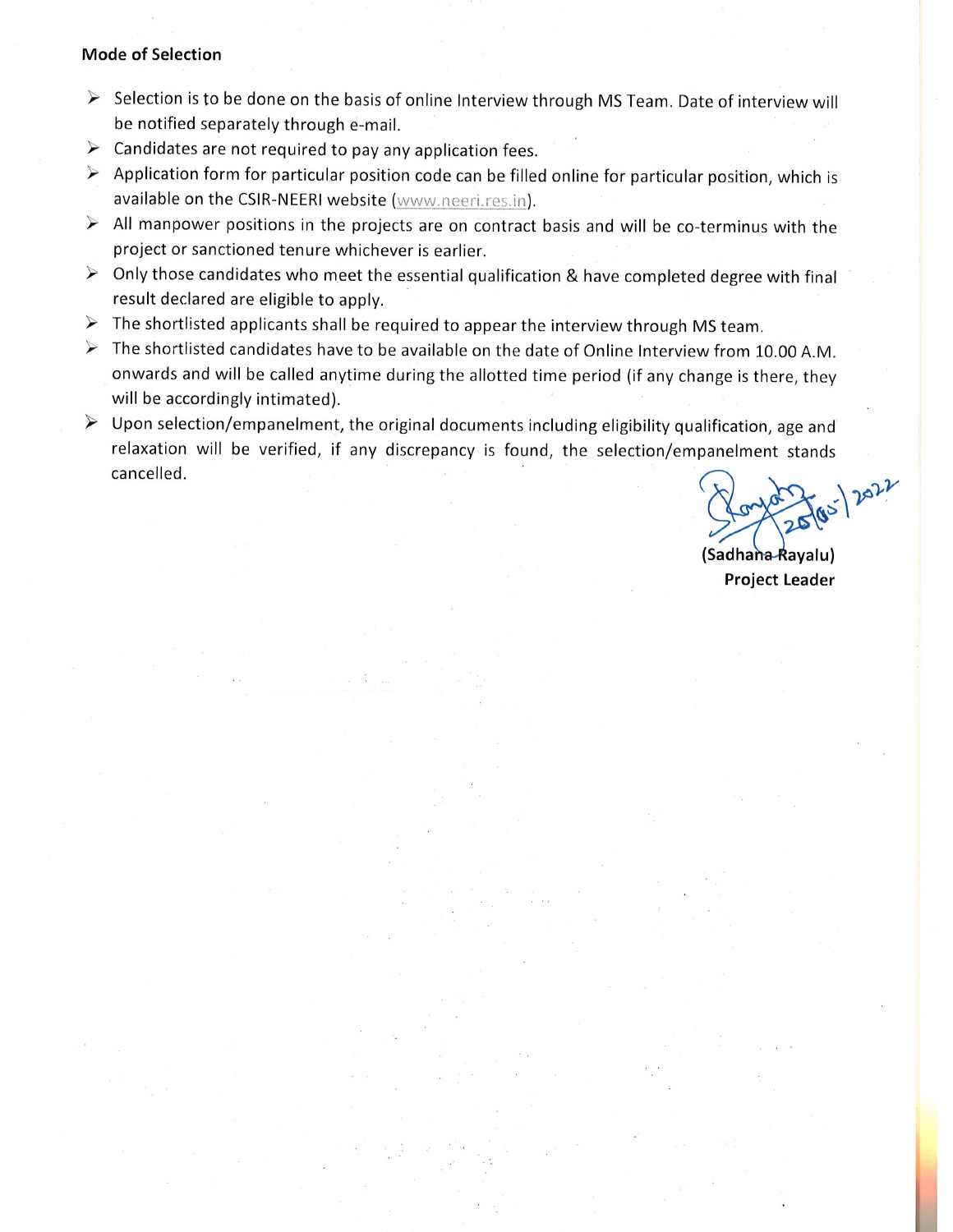**Mode of Selection**

- Selection is to be done on the basis of online Interview through MS Team. Date of interview will be notified separately through e-mail.
- Candidates are not required to pay any application fees.
- Application form for particular position code can be filled online for particular position, which is available on the CSIR-NEERI website (www.neeri.res.in).
- All manpower positions in the projects are on contract basis and will be co-terminus with the project or sanctioned tenure whichever is earlier.
- Only those candidates who meet the essential qualification & have completed degree with final result declared are eligible to apply.
- The shortlisted applicants shall be required to appear the interview through MS team.
- The shortlisted candidates have to be available on the date of Online Interview from 10.00 A.M. onwards and will be called anytime during the allotted time period (if any change is there, they will be accordingly intimated).
- Upon selection/empanelment, the original documents including eligibility qualification, age and relaxation will be verified, if any discrepancy is found, the selection/empanelment stands cancelled.

20/05/2022

**(Sadhana Rayalu)**
**Project Leader**